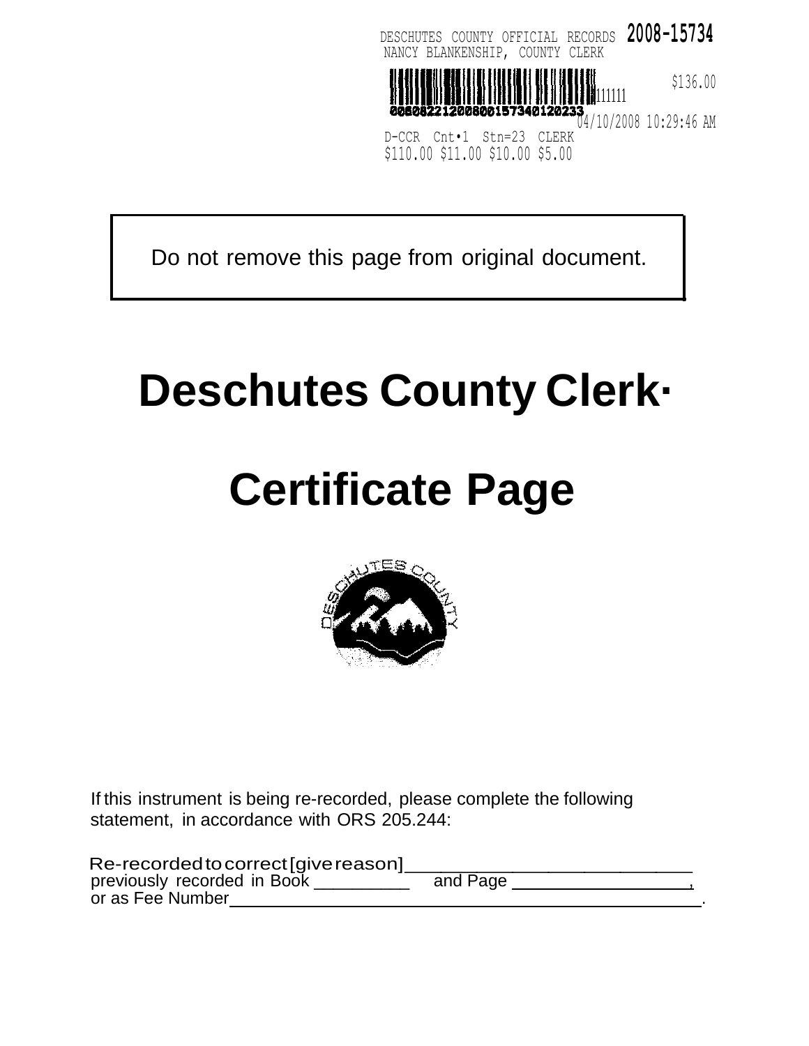DESCHUTES COUNTY OFFICIAL RECORDS **2008-15734**
NANCY BLANKENSHIP, COUNTY CLERK

$136.00

00608221200800157340120233

04/10/2008 10:29:46 AM

D-CCR Cnt•1 Stn=23 CLERK
$110.00 $11.00 $10.00 $5.00

| Do not remove this page from original document. |
|---|

# Deschutes County Clerk·

# Certificate Page

If this instrument is being re-recorded, please complete the following statement, in accordance with ORS 205.244:

Re-recorded to correct [give reason]_____________________________
previously recorded in Book __________ and Page ___________________,
or as Fee Number_______________________________________________.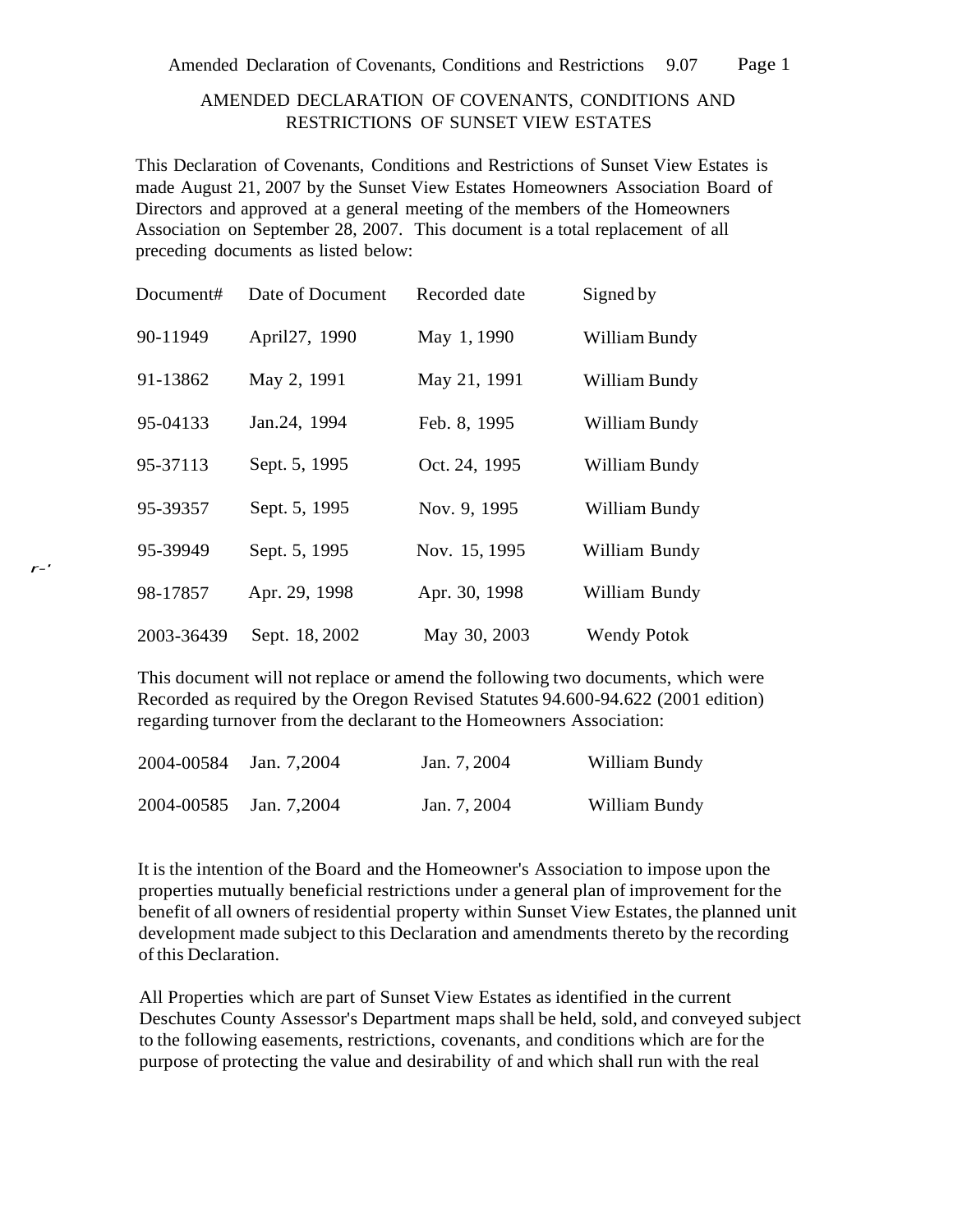# AMENDED DECLARATION OF COVENANTS, CONDITIONS AND RESTRICTIONS OF SUNSET VIEW ESTATES

This Declaration of Covenants, Conditions and Restrictions of Sunset View Estates is made August 21, 2007 by the Sunset View Estates Homeowners Association Board of Directors and approved at a general meeting of the members of the Homeowners Association on September 28, 2007. This document is a total replacement of all preceding documents as listed below:

| Document# | Date of Document | Recorded date | Signed by |
|---|---|---|---|
| 90-11949 | April27, 1990 | May 1, 1990 | William Bundy |
| 91-13862 | May 2, 1991 | May 21, 1991 | William Bundy |
| 95-04133 | Jan.24, 1994 | Feb. 8, 1995 | William Bundy |
| 95-37113 | Sept. 5, 1995 | Oct. 24, 1995 | William Bundy |
| 95-39357 | Sept. 5, 1995 | Nov. 9, 1995 | William Bundy |
| 95-39949 | Sept. 5, 1995 | Nov. 15, 1995 | William Bundy |
| 98-17857 | Apr. 29, 1998 | Apr. 30, 1998 | William Bundy |
| 2003-36439 | Sept. 18, 2002 | May 30, 2003 | Wendy Potok |

This document will not replace or amend the following two documents, which were Recorded as required by the Oregon Revised Statutes 94.600-94.622 (2001 edition) regarding turnover from the declarant to the Homeowners Association:

| | | | |
|---|---|---|---|
| 2004-00584 | Jan. 7,2004 | Jan. 7, 2004 | William Bundy |
| 2004-00585 | Jan. 7,2004 | Jan. 7, 2004 | William Bundy |

It is the intention of the Board and the Homeowner's Association to impose upon the properties mutually beneficial restrictions under a general plan of improvement for the benefit of all owners of residential property within Sunset View Estates, the planned unit development made subject to this Declaration and amendments thereto by the recording of this Declaration.

All Properties which are part of Sunset View Estates as identified in the current Deschutes County Assessor's Department maps shall be held, sold, and conveyed subject to the following easements, restrictions, covenants, and conditions which are for the purpose of protecting the value and desirability of and which shall run with the real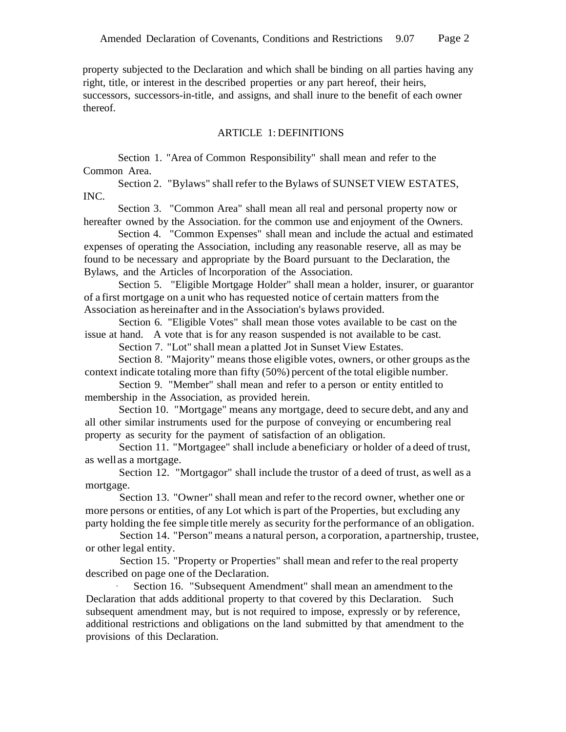property subjected to the Declaration and which shall be binding on all parties having any right, title, or interest in the described properties or any part hereof, their heirs, successors, successors-in-title, and assigns, and shall inure to the benefit of each owner thereof.

## ARTICLE 1: DEFINITIONS

Section 1. "Area of Common Responsibility" shall mean and refer to the Common Area.

Section 2. "Bylaws" shall refer to the Bylaws of SUNSET VIEW ESTATES, INC.

Section 3. "Common Area" shall mean all real and personal property now or hereafter owned by the Association. for the common use and enjoyment of the Owners.

Section 4. "Common Expenses" shall mean and include the actual and estimated expenses of operating the Association, including any reasonable reserve, all as may be found to be necessary and appropriate by the Board pursuant to the Declaration, the Bylaws, and the Articles of lncorporation of the Association.

Section 5. "Eligible Mortgage Holder" shall mean a holder, insurer, or guarantor of a first mortgage on a unit who has requested notice of certain matters from the Association as hereinafter and in the Association's bylaws provided.

Section 6. "Eligible Votes" shall mean those votes available to be cast on the issue at hand. A vote that is for any reason suspended is not available to be cast.

Section 7. "Lot" shall mean a platted Jot in Sunset View Estates.

Section 8. "Majority" means those eligible votes, owners, or other groups as the context indicate totaling more than fifty (50%) percent of the total eligible number.

Section 9. "Member" shall mean and refer to a person or entity entitled to membership in the Association, as provided herein.

Section 10. "Mortgage" means any mortgage, deed to secure debt, and any and all other similar instruments used for the purpose of conveying or encumbering real property as security for the payment of satisfaction of an obligation.

Section 11. "Mortgagee" shall include a beneficiary or holder of a deed of trust, as well as a mortgage.

Section 12. "Mortgagor" shall include the trustor of a deed of trust, as well as a mortgage.

Section 13. "Owner" shall mean and refer to the record owner, whether one or more persons or entities, of any Lot which is part of the Properties, but excluding any party holding the fee simple title merely as security for the performance of an obligation.

Section 14. "Person" means a natural person, a corporation, a partnership, trustee, or other legal entity.

Section 15. "Property or Properties" shall mean and refer to the real property described on page one of the Declaration.

Section 16. "Subsequent Amendment" shall mean an amendment to the Declaration that adds additional property to that covered by this Declaration. Such subsequent amendment may, but is not required to impose, expressly or by reference, additional restrictions and obligations on the land submitted by that amendment to the provisions of this Declaration.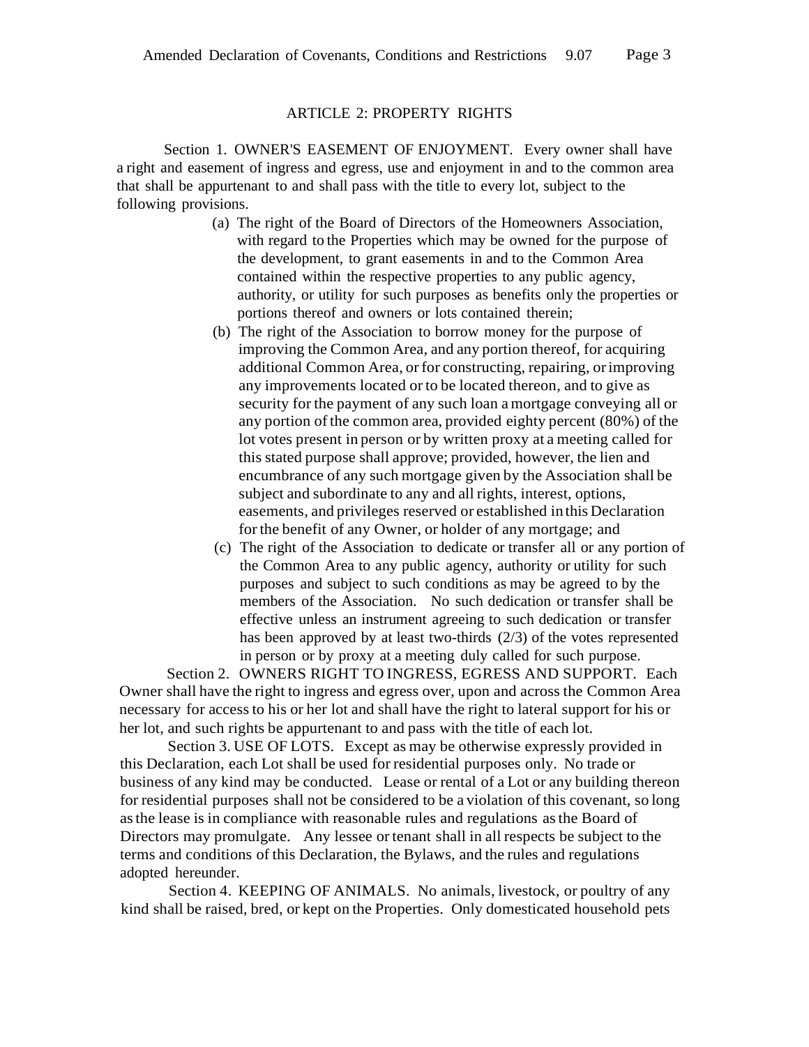## ARTICLE 2: PROPERTY RIGHTS

Section 1. OWNER'S EASEMENT OF ENJOYMENT. Every owner shall have a right and easement of ingress and egress, use and enjoyment in and to the common area that shall be appurtenant to and shall pass with the title to every lot, subject to the following provisions.

(a) The right of the Board of Directors of the Homeowners Association, with regard to the Properties which may be owned for the purpose of the development, to grant easements in and to the Common Area contained within the respective properties to any public agency, authority, or utility for such purposes as benefits only the properties or portions thereof and owners or lots contained therein;

(b) The right of the Association to borrow money for the purpose of improving the Common Area, and any portion thereof, for acquiring additional Common Area, or for constructing, repairing, or improving any improvements located or to be located thereon, and to give as security for the payment of any such loan a mortgage conveying all or any portion of the common area, provided eighty percent (80%) of the lot votes present in person or by written proxy at a meeting called for this stated purpose shall approve; provided, however, the lien and encumbrance of any such mortgage given by the Association shall be subject and subordinate to any and all rights, interest, options, easements, and privileges reserved or established in this Declaration for the benefit of any Owner, or holder of any mortgage; and

(c) The right of the Association to dedicate or transfer all or any portion of the Common Area to any public agency, authority or utility for such purposes and subject to such conditions as may be agreed to by the members of the Association. No such dedication or transfer shall be effective unless an instrument agreeing to such dedication or transfer has been approved by at least two-thirds (2/3) of the votes represented in person or by proxy at a meeting duly called for such purpose.

Section 2. OWNERS RIGHT TO INGRESS, EGRESS AND SUPPORT. Each Owner shall have the right to ingress and egress over, upon and across the Common Area necessary for access to his or her lot and shall have the right to lateral support for his or her lot, and such rights be appurtenant to and pass with the title of each lot.

Section 3. USE OF LOTS. Except as may be otherwise expressly provided in this Declaration, each Lot shall be used for residential purposes only. No trade or business of any kind may be conducted. Lease or rental of a Lot or any building thereon for residential purposes shall not be considered to be a violation of this covenant, so long as the lease is in compliance with reasonable rules and regulations as the Board of Directors may promulgate. Any lessee or tenant shall in all respects be subject to the terms and conditions of this Declaration, the Bylaws, and the rules and regulations adopted hereunder.

Section 4. KEEPING OF ANIMALS. No animals, livestock, or poultry of any kind shall be raised, bred, or kept on the Properties. Only domesticated household pets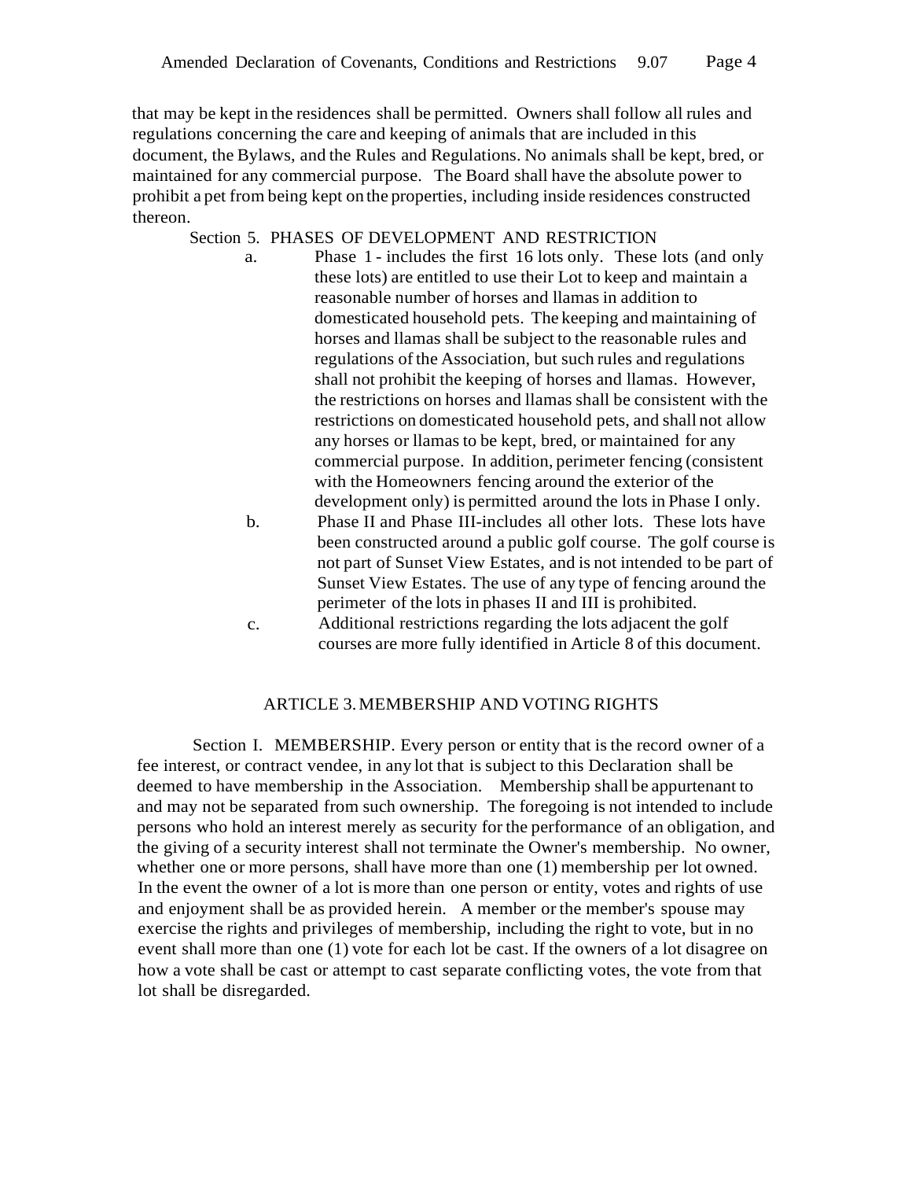that may be kept in the residences shall be permitted. Owners shall follow all rules and regulations concerning the care and keeping of animals that are included in this document, the Bylaws, and the Rules and Regulations. No animals shall be kept, bred, or maintained for any commercial purpose. The Board shall have the absolute power to prohibit a pet from being kept on the properties, including inside residences constructed thereon.

Section 5. PHASES OF DEVELOPMENT AND RESTRICTION

a. Phase 1 - includes the first 16 lots only. These lots (and only these lots) are entitled to use their Lot to keep and maintain a reasonable number of horses and llamas in addition to domesticated household pets. The keeping and maintaining of horses and llamas shall be subject to the reasonable rules and regulations of the Association, but such rules and regulations shall not prohibit the keeping of horses and llamas. However, the restrictions on horses and llamas shall be consistent with the restrictions on domesticated household pets, and shall not allow any horses or llamas to be kept, bred, or maintained for any commercial purpose. In addition, perimeter fencing (consistent with the Homeowners fencing around the exterior of the development only) is permitted around the lots in Phase I only.

b. Phase II and Phase III-includes all other lots. These lots have been constructed around a public golf course. The golf course is not part of Sunset View Estates, and is not intended to be part of Sunset View Estates. The use of any type of fencing around the perimeter of the lots in phases II and III is prohibited.

c. Additional restrictions regarding the lots adjacent the golf courses are more fully identified in Article 8 of this document.

## ARTICLE 3. MEMBERSHIP AND VOTING RIGHTS

Section I. MEMBERSHIP. Every person or entity that is the record owner of a fee interest, or contract vendee, in any lot that is subject to this Declaration shall be deemed to have membership in the Association. Membership shall be appurtenant to and may not be separated from such ownership. The foregoing is not intended to include persons who hold an interest merely as security for the performance of an obligation, and the giving of a security interest shall not terminate the Owner's membership. No owner, whether one or more persons, shall have more than one (1) membership per lot owned. In the event the owner of a lot is more than one person or entity, votes and rights of use and enjoyment shall be as provided herein. A member or the member's spouse may exercise the rights and privileges of membership, including the right to vote, but in no event shall more than one (1) vote for each lot be cast. If the owners of a lot disagree on how a vote shall be cast or attempt to cast separate conflicting votes, the vote from that lot shall be disregarded.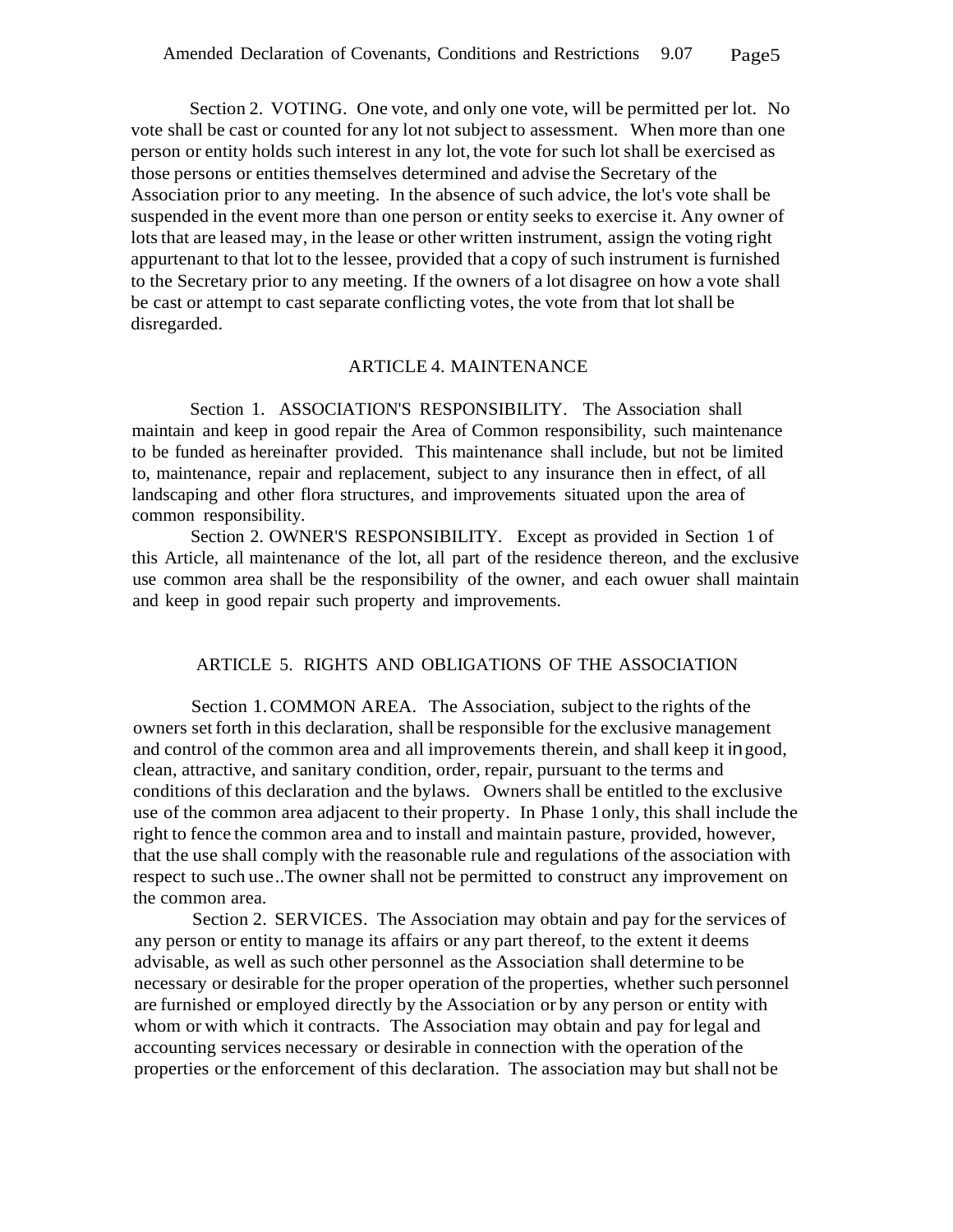Section 2. VOTING. One vote, and only one vote, will be permitted per lot. No vote shall be cast or counted for any lot not subject to assessment. When more than one person or entity holds such interest in any lot, the vote for such lot shall be exercised as those persons or entities themselves determined and advise the Secretary of the Association prior to any meeting. In the absence of such advice, the lot's vote shall be suspended in the event more than one person or entity seeks to exercise it. Any owner of lots that are leased may, in the lease or other written instrument, assign the voting right appurtenant to that lot to the lessee, provided that a copy of such instrument is furnished to the Secretary prior to any meeting. If the owners of a lot disagree on how a vote shall be cast or attempt to cast separate conflicting votes, the vote from that lot shall be disregarded.

## ARTICLE 4. MAINTENANCE

Section 1. ASSOCIATION'S RESPONSIBILITY. The Association shall maintain and keep in good repair the Area of Common responsibility, such maintenance to be funded as hereinafter provided. This maintenance shall include, but not be limited to, maintenance, repair and replacement, subject to any insurance then in effect, of all landscaping and other flora structures, and improvements situated upon the area of common responsibility.

Section 2. OWNER'S RESPONSIBILITY. Except as provided in Section 1 of this Article, all maintenance of the lot, all part of the residence thereon, and the exclusive use common area shall be the responsibility of the owner, and each owuer shall maintain and keep in good repair such property and improvements.

## ARTICLE 5. RIGHTS AND OBLIGATIONS OF THE ASSOCIATION

Section 1. COMMON AREA. The Association, subject to the rights of the owners set forth in this declaration, shall be responsible for the exclusive management and control of the common area and all improvements therein, and shall keep it in good, clean, attractive, and sanitary condition, order, repair, pursuant to the terms and conditions of this declaration and the bylaws. Owners shall be entitled to the exclusive use of the common area adjacent to their property. In Phase 1 only, this shall include the right to fence the common area and to install and maintain pasture, provided, however, that the use shall comply with the reasonable rule and regulations of the association with respect to such use..The owner shall not be permitted to construct any improvement on the common area.

Section 2. SERVICES. The Association may obtain and pay for the services of any person or entity to manage its affairs or any part thereof, to the extent it deems advisable, as well as such other personnel as the Association shall determine to be necessary or desirable for the proper operation of the properties, whether such personnel are furnished or employed directly by the Association or by any person or entity with whom or with which it contracts. The Association may obtain and pay for legal and accounting services necessary or desirable in connection with the operation of the properties or the enforcement of this declaration. The association may but shall not be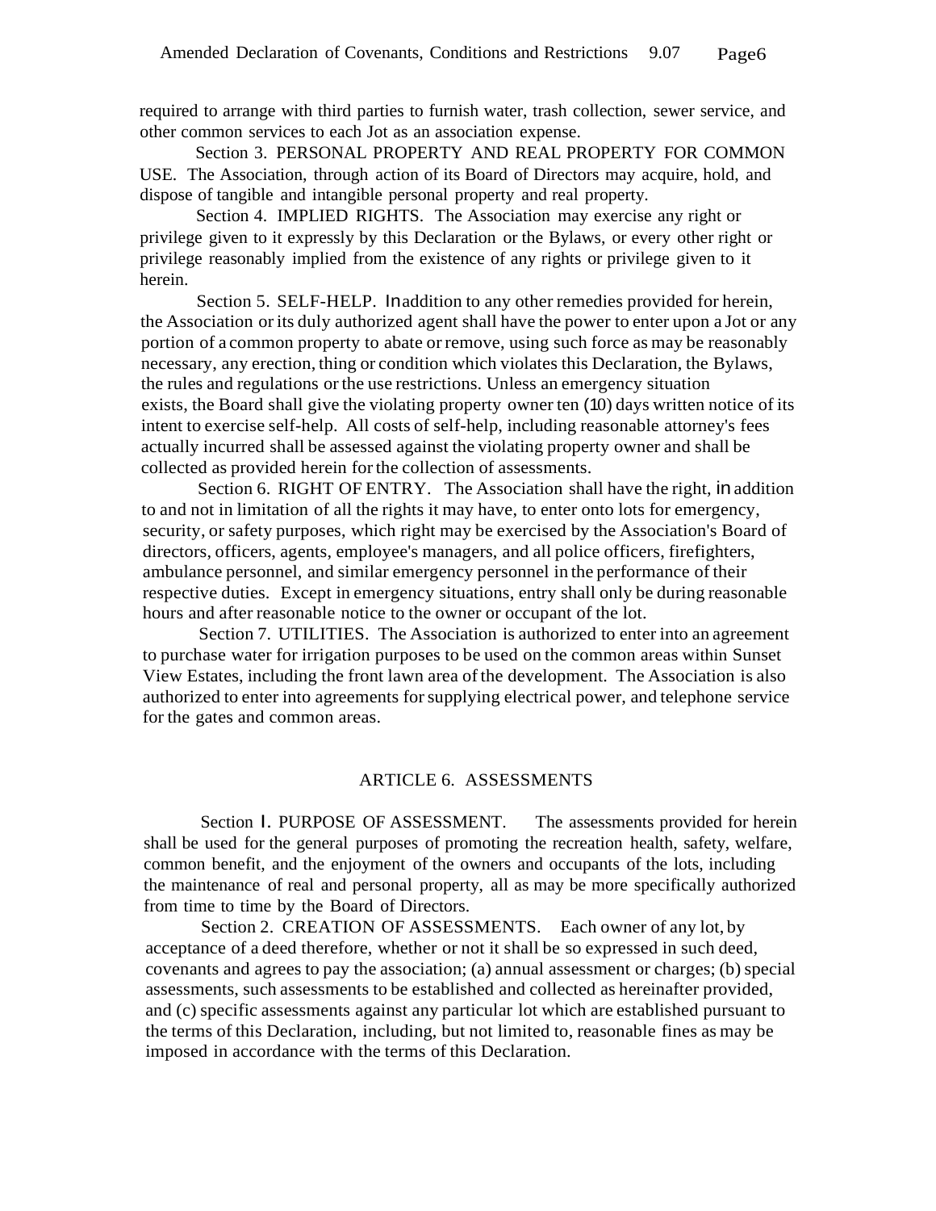required to arrange with third parties to furnish water, trash collection, sewer service, and other common services to each Jot as an association expense.

Section 3. PERSONAL PROPERTY AND REAL PROPERTY FOR COMMON USE. The Association, through action of its Board of Directors may acquire, hold, and dispose of tangible and intangible personal property and real property.

Section 4. IMPLIED RIGHTS. The Association may exercise any right or privilege given to it expressly by this Declaration or the Bylaws, or every other right or privilege reasonably implied from the existence of any rights or privilege given to it herein.

Section 5. SELF-HELP. In addition to any other remedies provided for herein, the Association or its duly authorized agent shall have the power to enter upon a Jot or any portion of a common property to abate or remove, using such force as may be reasonably necessary, any erection, thing or condition which violates this Declaration, the Bylaws, the rules and regulations or the use restrictions. Unless an emergency situation exists, the Board shall give the violating property owner ten (10) days written notice of its intent to exercise self-help. All costs of self-help, including reasonable attorney's fees actually incurred shall be assessed against the violating property owner and shall be collected as provided herein for the collection of assessments.

Section 6. RIGHT OF ENTRY. The Association shall have the right, in addition to and not in limitation of all the rights it may have, to enter onto lots for emergency, security, or safety purposes, which right may be exercised by the Association's Board of directors, officers, agents, employee's managers, and all police officers, firefighters, ambulance personnel, and similar emergency personnel in the performance of their respective duties. Except in emergency situations, entry shall only be during reasonable hours and after reasonable notice to the owner or occupant of the lot.

Section 7. UTILITIES. The Association is authorized to enter into an agreement to purchase water for irrigation purposes to be used on the common areas within Sunset View Estates, including the front lawn area of the development. The Association is also authorized to enter into agreements for supplying electrical power, and telephone service for the gates and common areas.

## ARTICLE 6. ASSESSMENTS

Section I. PURPOSE OF ASSESSMENT. The assessments provided for herein shall be used for the general purposes of promoting the recreation health, safety, welfare, common benefit, and the enjoyment of the owners and occupants of the lots, including the maintenance of real and personal property, all as may be more specifically authorized from time to time by the Board of Directors.

Section 2. CREATION OF ASSESSMENTS. Each owner of any lot, by acceptance of a deed therefore, whether or not it shall be so expressed in such deed, covenants and agrees to pay the association; (a) annual assessment or charges; (b) special assessments, such assessments to be established and collected as hereinafter provided, and (c) specific assessments against any particular lot which are established pursuant to the terms of this Declaration, including, but not limited to, reasonable fines as may be imposed in accordance with the terms of this Declaration.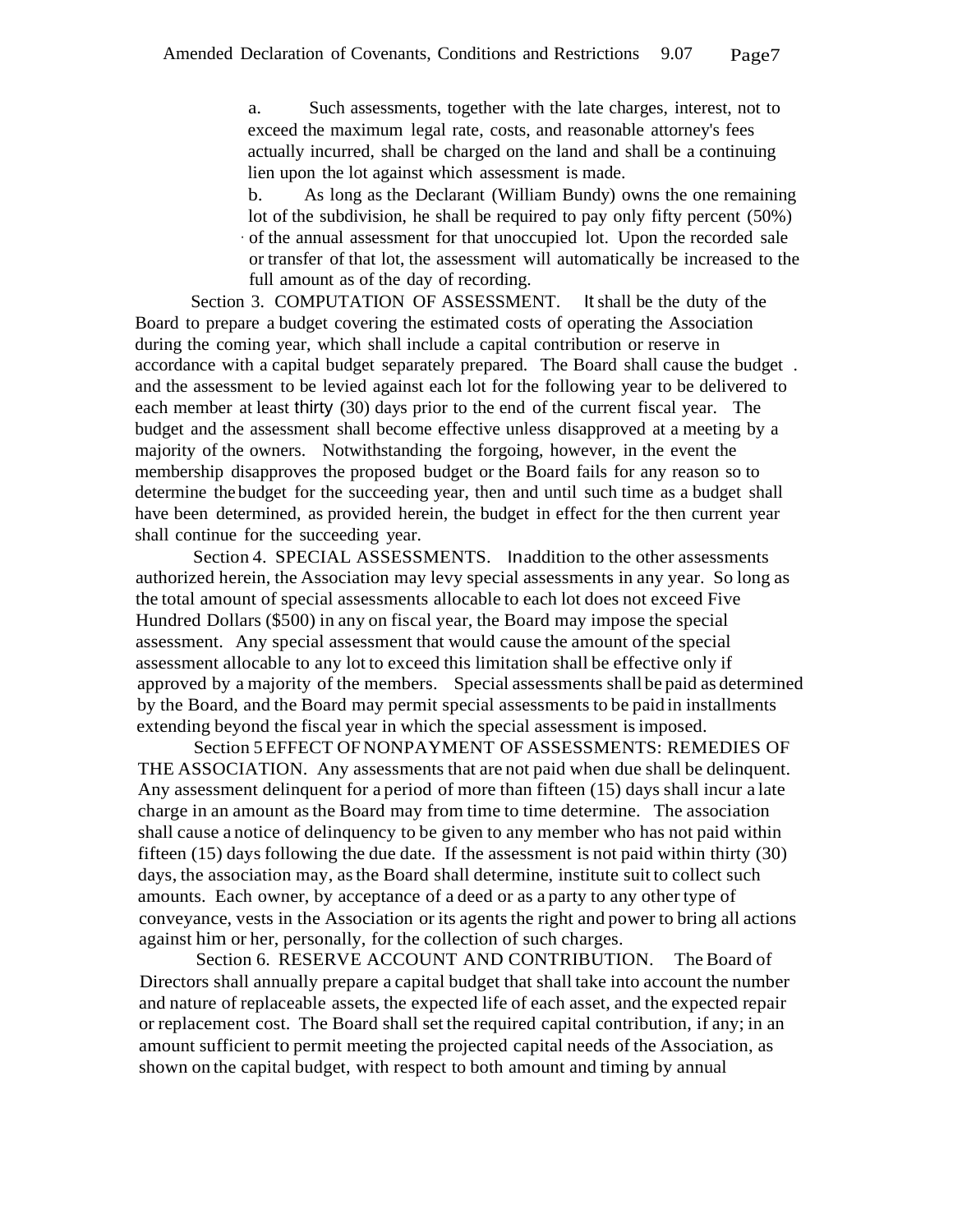a. Such assessments, together with the late charges, interest, not to exceed the maximum legal rate, costs, and reasonable attorney's fees actually incurred, shall be charged on the land and shall be a continuing lien upon the lot against which assessment is made.

b. As long as the Declarant (William Bundy) owns the one remaining lot of the subdivision, he shall be required to pay only fifty percent (50%) of the annual assessment for that unoccupied lot. Upon the recorded sale or transfer of that lot, the assessment will automatically be increased to the full amount as of the day of recording.

Section 3. COMPUTATION OF ASSESSMENT. It shall be the duty of the Board to prepare a budget covering the estimated costs of operating the Association during the coming year, which shall include a capital contribution or reserve in accordance with a capital budget separately prepared. The Board shall cause the budget . and the assessment to be levied against each lot for the following year to be delivered to each member at least thirty (30) days prior to the end of the current fiscal year. The budget and the assessment shall become effective unless disapproved at a meeting by a majority of the owners. Notwithstanding the forgoing, however, in the event the membership disapproves the proposed budget or the Board fails for any reason so to determine the budget for the succeeding year, then and until such time as a budget shall have been determined, as provided herein, the budget in effect for the then current year shall continue for the succeeding year.

Section 4. SPECIAL ASSESSMENTS. In addition to the other assessments authorized herein, the Association may levy special assessments in any year. So long as the total amount of special assessments allocable to each lot does not exceed Five Hundred Dollars ($500) in any on fiscal year, the Board may impose the special assessment. Any special assessment that would cause the amount of the special assessment allocable to any lot to exceed this limitation shall be effective only if approved by a majority of the members. Special assessments shall be paid as determined by the Board, and the Board may permit special assessments to be paid in installments extending beyond the fiscal year in which the special assessment is imposed.

Section 5 EFFECT OF NONPAYMENT OF ASSESSMENTS: REMEDIES OF THE ASSOCIATION. Any assessments that are not paid when due shall be delinquent. Any assessment delinquent for a period of more than fifteen (15) days shall incur a late charge in an amount as the Board may from time to time determine. The association shall cause a notice of delinquency to be given to any member who has not paid within fifteen (15) days following the due date. If the assessment is not paid within thirty (30) days, the association may, as the Board shall determine, institute suit to collect such amounts. Each owner, by acceptance of a deed or as a party to any other type of conveyance, vests in the Association or its agents the right and power to bring all actions against him or her, personally, for the collection of such charges.

Section 6. RESERVE ACCOUNT AND CONTRIBUTION. The Board of Directors shall annually prepare a capital budget that shall take into account the number and nature of replaceable assets, the expected life of each asset, and the expected repair or replacement cost. The Board shall set the required capital contribution, if any; in an amount sufficient to permit meeting the projected capital needs of the Association, as shown on the capital budget, with respect to both amount and timing by annual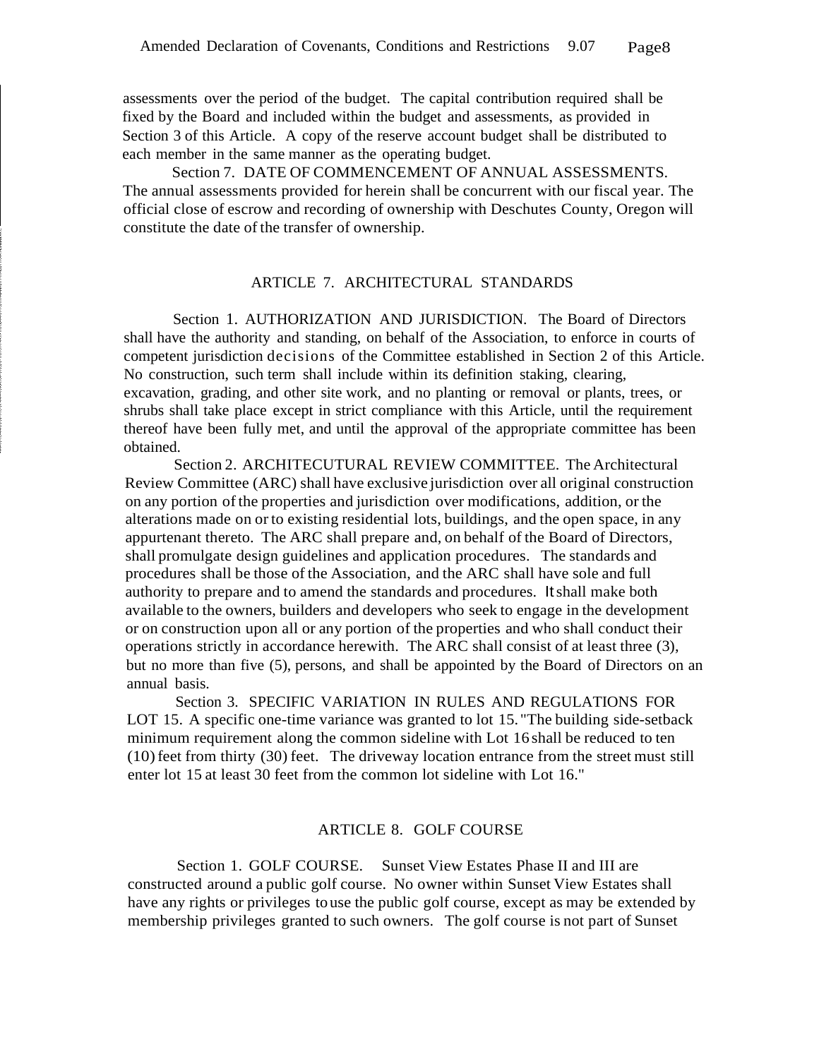assessments over the period of the budget. The capital contribution required shall be fixed by the Board and included within the budget and assessments, as provided in Section 3 of this Article. A copy of the reserve account budget shall be distributed to each member in the same manner as the operating budget.

Section 7. DATE OF COMMENCEMENT OF ANNUAL ASSESSMENTS. The annual assessments provided for herein shall be concurrent with our fiscal year. The official close of escrow and recording of ownership with Deschutes County, Oregon will constitute the date of the transfer of ownership.

## ARTICLE 7. ARCHITECTURAL STANDARDS

Section 1. AUTHORIZATION AND JURISDICTION. The Board of Directors shall have the authority and standing, on behalf of the Association, to enforce in courts of competent jurisdiction decisions of the Committee established in Section 2 of this Article. No construction, such term shall include within its definition staking, clearing, excavation, grading, and other site work, and no planting or removal or plants, trees, or shrubs shall take place except in strict compliance with this Article, until the requirement thereof have been fully met, and until the approval of the appropriate committee has been obtained.

Section 2. ARCHITECUTURAL REVIEW COMMITTEE. The Architectural Review Committee (ARC) shall have exclusive jurisdiction over all original construction on any portion of the properties and jurisdiction over modifications, addition, or the alterations made on or to existing residential lots, buildings, and the open space, in any appurtenant thereto. The ARC shall prepare and, on behalf of the Board of Directors, shall promulgate design guidelines and application procedures. The standards and procedures shall be those of the Association, and the ARC shall have sole and full authority to prepare and to amend the standards and procedures. It shall make both available to the owners, builders and developers who seek to engage in the development or on construction upon all or any portion of the properties and who shall conduct their operations strictly in accordance herewith. The ARC shall consist of at least three (3), but no more than five (5), persons, and shall be appointed by the Board of Directors on an annual basis.

Section 3. SPECIFIC VARIATION IN RULES AND REGULATIONS FOR LOT 15. A specific one-time variance was granted to lot 15. "The building side-setback minimum requirement along the common sideline with Lot 16 shall be reduced to ten (10) feet from thirty (30) feet. The driveway location entrance from the street must still enter lot 15 at least 30 feet from the common lot sideline with Lot 16."

## ARTICLE 8. GOLF COURSE

Section 1. GOLF COURSE. Sunset View Estates Phase II and III are constructed around a public golf course. No owner within Sunset View Estates shall have any rights or privileges to use the public golf course, except as may be extended by membership privileges granted to such owners. The golf course is not part of Sunset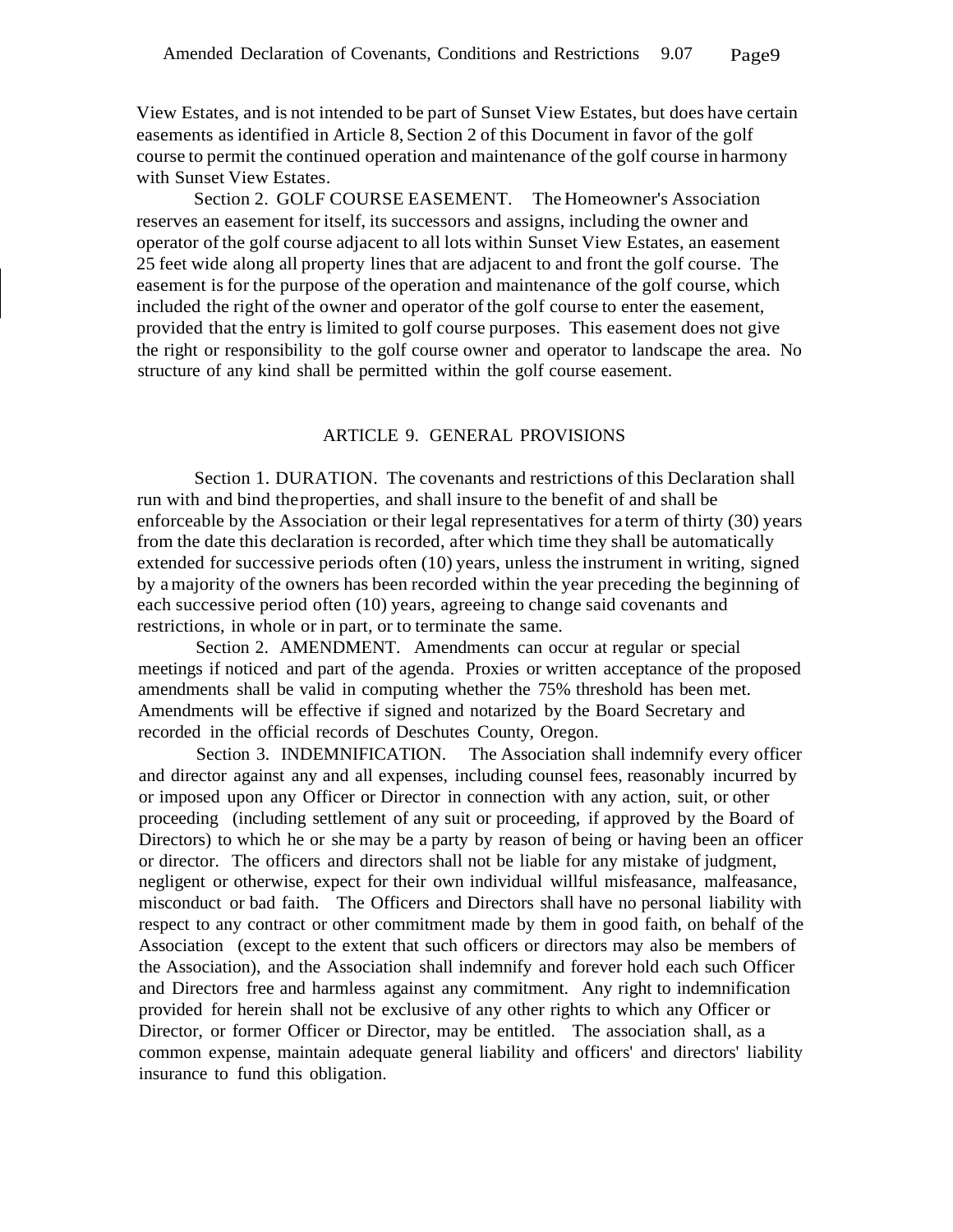View Estates, and is not intended to be part of Sunset View Estates, but does have certain easements as identified in Article 8, Section 2 of this Document in favor of the golf course to permit the continued operation and maintenance of the golf course in harmony with Sunset View Estates.

Section 2. GOLF COURSE EASEMENT. The Homeowner's Association reserves an easement for itself, its successors and assigns, including the owner and operator of the golf course adjacent to all lots within Sunset View Estates, an easement 25 feet wide along all property lines that are adjacent to and front the golf course. The easement is for the purpose of the operation and maintenance of the golf course, which included the right of the owner and operator of the golf course to enter the easement, provided that the entry is limited to golf course purposes. This easement does not give the right or responsibility to the golf course owner and operator to landscape the area. No structure of any kind shall be permitted within the golf course easement.

## ARTICLE 9. GENERAL PROVISIONS

Section 1. DURATION. The covenants and restrictions of this Declaration shall run with and bind theproperties, and shall insure to the benefit of and shall be enforceable by the Association or their legal representatives for a term of thirty (30) years from the date this declaration is recorded, after which time they shall be automatically extended for successive periods often (10) years, unless the instrument in writing, signed by a majority of the owners has been recorded within the year preceding the beginning of each successive period often (10) years, agreeing to change said covenants and restrictions, in whole or in part, or to terminate the same.

Section 2. AMENDMENT. Amendments can occur at regular or special meetings if noticed and part of the agenda. Proxies or written acceptance of the proposed amendments shall be valid in computing whether the 75% threshold has been met. Amendments will be effective if signed and notarized by the Board Secretary and recorded in the official records of Deschutes County, Oregon.

Section 3. INDEMNIFICATION. The Association shall indemnify every officer and director against any and all expenses, including counsel fees, reasonably incurred by or imposed upon any Officer or Director in connection with any action, suit, or other proceeding (including settlement of any suit or proceeding, if approved by the Board of Directors) to which he or she may be a party by reason of being or having been an officer or director. The officers and directors shall not be liable for any mistake of judgment, negligent or otherwise, expect for their own individual willful misfeasance, malfeasance, misconduct or bad faith. The Officers and Directors shall have no personal liability with respect to any contract or other commitment made by them in good faith, on behalf of the Association (except to the extent that such officers or directors may also be members of the Association), and the Association shall indemnify and forever hold each such Officer and Directors free and harmless against any commitment. Any right to indemnification provided for herein shall not be exclusive of any other rights to which any Officer or Director, or former Officer or Director, may be entitled. The association shall, as a common expense, maintain adequate general liability and officers' and directors' liability insurance to fund this obligation.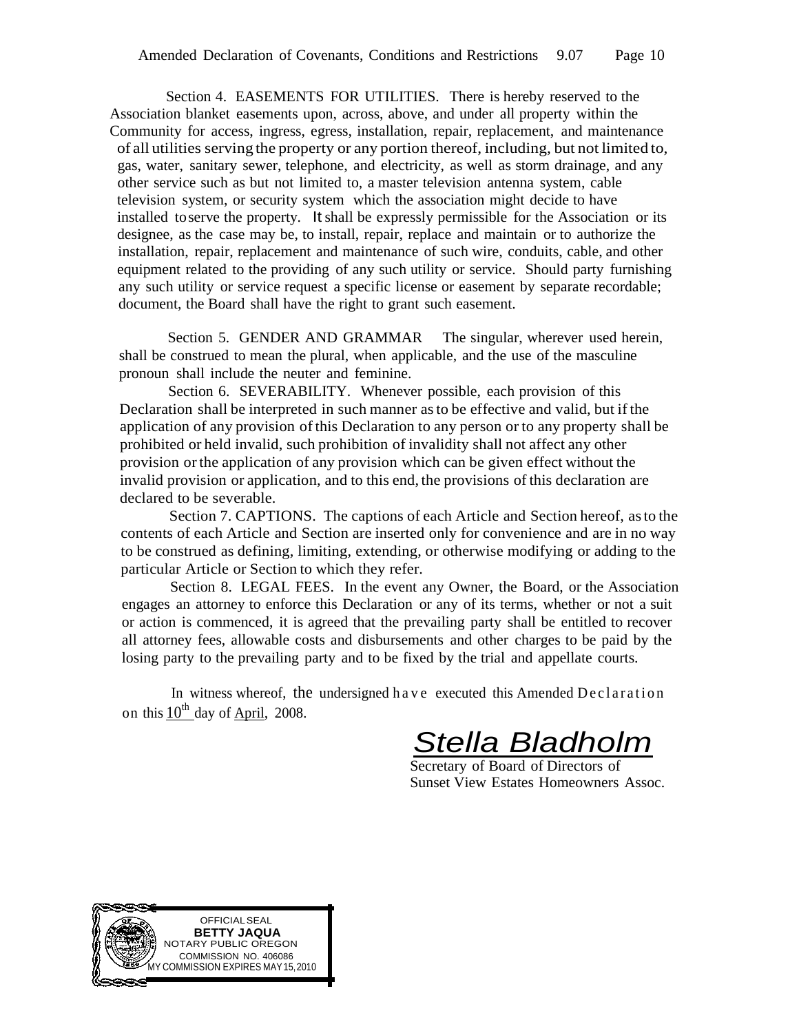Section 4. EASEMENTS FOR UTILITIES. There is hereby reserved to the Association blanket easements upon, across, above, and under all property within the Community for access, ingress, egress, installation, repair, replacement, and maintenance of all utilities serving the property or any portion thereof, including, but not limited to, gas, water, sanitary sewer, telephone, and electricity, as well as storm drainage, and any other service such as but not limited to, a master television antenna system, cable television system, or security system which the association might decide to have installed to serve the property. It shall be expressly permissible for the Association or its designee, as the case may be, to install, repair, replace and maintain or to authorize the installation, repair, replacement and maintenance of such wire, conduits, cable, and other equipment related to the providing of any such utility or service. Should party furnishing any such utility or service request a specific license or easement by separate recordable; document, the Board shall have the right to grant such easement.

Section 5. GENDER AND GRAMMAR The singular, wherever used herein, shall be construed to mean the plural, when applicable, and the use of the masculine pronoun shall include the neuter and feminine.

Section 6. SEVERABILITY. Whenever possible, each provision of this Declaration shall be interpreted in such manner as to be effective and valid, but if the application of any provision of this Declaration to any person or to any property shall be prohibited or held invalid, such prohibition of invalidity shall not affect any other provision or the application of any provision which can be given effect without the invalid provision or application, and to this end, the provisions of this declaration are declared to be severable.

Section 7. CAPTIONS. The captions of each Article and Section hereof, as to the contents of each Article and Section are inserted only for convenience and are in no way to be construed as defining, limiting, extending, or otherwise modifying or adding to the particular Article or Section to which they refer.

Section 8. LEGAL FEES. In the event any Owner, the Board, or the Association engages an attorney to enforce this Declaration or any of its terms, whether or not a suit or action is commenced, it is agreed that the prevailing party shall be entitled to recover all attorney fees, allowable costs and disbursements and other charges to be paid by the losing party to the prevailing party and to be fixed by the trial and appellate courts.

In witness whereof, the undersigned have executed this Amended Declaration on this 10th day of April, 2008.

*Stella Bladholm*

Secretary of Board of Directors of
Sunset View Estates Homeowners Assoc.

OFFICIAL SEAL
**BETTY JAQUA**
NOTARY PUBLIC OREGON
COMMISSION NO. 406086
MY COMMISSION EXPIRES MAY 15, 2010